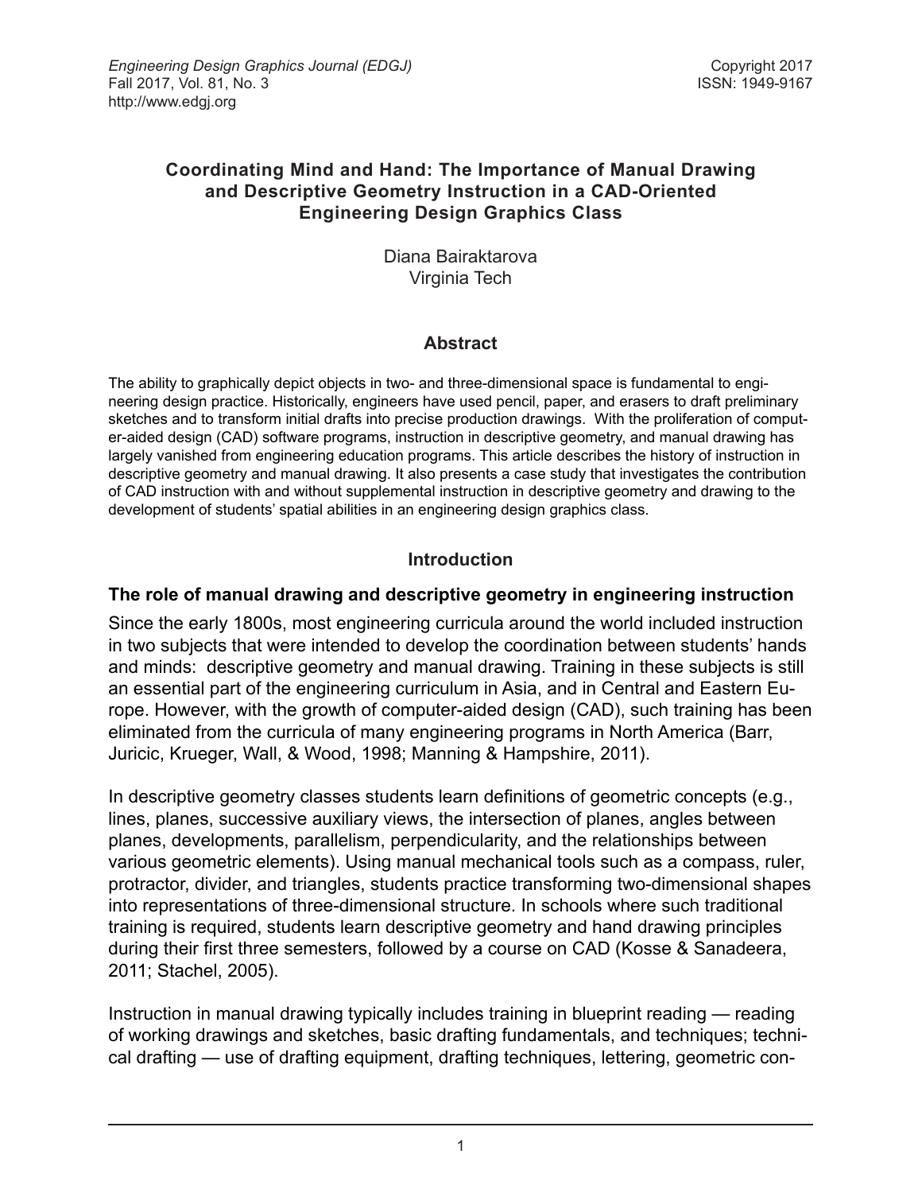# Coordinating Mind and Hand: The Importance of Manual Drawing and Descriptive Geometry Instruction in a CAD-Oriented Engineering Design Graphics Class

Diana Bairaktarova
Virginia Tech

## Abstract

The ability to graphically depict objects in two- and three-dimensional space is fundamental to engineering design practice. Historically, engineers have used pencil, paper, and erasers to draft preliminary sketches and to transform initial drafts into precise production drawings. With the proliferation of computer-aided design (CAD) software programs, instruction in descriptive geometry, and manual drawing has largely vanished from engineering education programs. This article describes the history of instruction in descriptive geometry and manual drawing. It also presents a case study that investigates the contribution of CAD instruction with and without supplemental instruction in descriptive geometry and drawing to the development of students' spatial abilities in an engineering design graphics class.

## Introduction

### The role of manual drawing and descriptive geometry in engineering instruction

Since the early 1800s, most engineering curricula around the world included instruction in two subjects that were intended to develop the coordination between students' hands and minds: descriptive geometry and manual drawing. Training in these subjects is still an essential part of the engineering curriculum in Asia, and in Central and Eastern Europe. However, with the growth of computer-aided design (CAD), such training has been eliminated from the curricula of many engineering programs in North America (Barr, Juricic, Krueger, Wall, & Wood, 1998; Manning & Hampshire, 2011).

In descriptive geometry classes students learn definitions of geometric concepts (e.g., lines, planes, successive auxiliary views, the intersection of planes, angles between planes, developments, parallelism, perpendicularity, and the relationships between various geometric elements). Using manual mechanical tools such as a compass, ruler, protractor, divider, and triangles, students practice transforming two-dimensional shapes into representations of three-dimensional structure. In schools where such traditional training is required, students learn descriptive geometry and hand drawing principles during their first three semesters, followed by a course on CAD (Kosse & Sanadeera, 2011; Stachel, 2005).

Instruction in manual drawing typically includes training in blueprint reading — reading of working drawings and sketches, basic drafting fundamentals, and techniques; technical drafting — use of drafting equipment, drafting techniques, lettering, geometric con-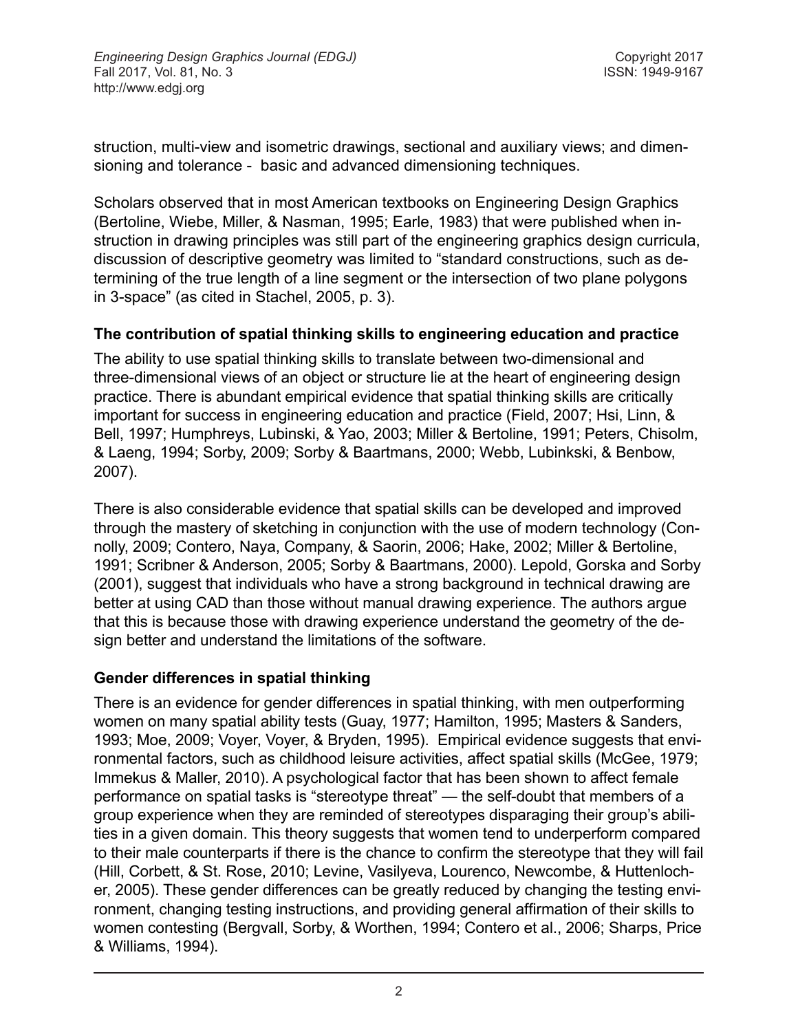struction, multi-view and isometric drawings, sectional and auxiliary views; and dimensioning and tolerance - basic and advanced dimensioning techniques.

Scholars observed that in most American textbooks on Engineering Design Graphics (Bertoline, Wiebe, Miller, & Nasman, 1995; Earle, 1983) that were published when instruction in drawing principles was still part of the engineering graphics design curricula, discussion of descriptive geometry was limited to "standard constructions, such as determining of the true length of a line segment or the intersection of two plane polygons in 3-space" (as cited in Stachel, 2005, p. 3).

### The contribution of spatial thinking skills to engineering education and practice

The ability to use spatial thinking skills to translate between two-dimensional and three-dimensional views of an object or structure lie at the heart of engineering design practice. There is abundant empirical evidence that spatial thinking skills are critically important for success in engineering education and practice (Field, 2007; Hsi, Linn, & Bell, 1997; Humphreys, Lubinski, & Yao, 2003; Miller & Bertoline, 1991; Peters, Chisolm, & Laeng, 1994; Sorby, 2009; Sorby & Baartmans, 2000; Webb, Lubinkski, & Benbow, 2007).

There is also considerable evidence that spatial skills can be developed and improved through the mastery of sketching in conjunction with the use of modern technology (Connolly, 2009; Contero, Naya, Company, & Saorin, 2006; Hake, 2002; Miller & Bertoline, 1991; Scribner & Anderson, 2005; Sorby & Baartmans, 2000). Lepold, Gorska and Sorby (2001), suggest that individuals who have a strong background in technical drawing are better at using CAD than those without manual drawing experience. The authors argue that this is because those with drawing experience understand the geometry of the design better and understand the limitations of the software.

### Gender differences in spatial thinking

There is an evidence for gender differences in spatial thinking, with men outperforming women on many spatial ability tests (Guay, 1977; Hamilton, 1995; Masters & Sanders, 1993; Moe, 2009; Voyer, Voyer, & Bryden, 1995). Empirical evidence suggests that environmental factors, such as childhood leisure activities, affect spatial skills (McGee, 1979; Immekus & Maller, 2010). A psychological factor that has been shown to affect female performance on spatial tasks is "stereotype threat" — the self-doubt that members of a group experience when they are reminded of stereotypes disparaging their group's abilities in a given domain. This theory suggests that women tend to underperform compared to their male counterparts if there is the chance to confirm the stereotype that they will fail (Hill, Corbett, & St. Rose, 2010; Levine, Vasilyeva, Lourenco, Newcombe, & Huttenlocher, 2005). These gender differences can be greatly reduced by changing the testing environment, changing testing instructions, and providing general affirmation of their skills to women contesting (Bergvall, Sorby, & Worthen, 1994; Contero et al., 2006; Sharps, Price & Williams, 1994).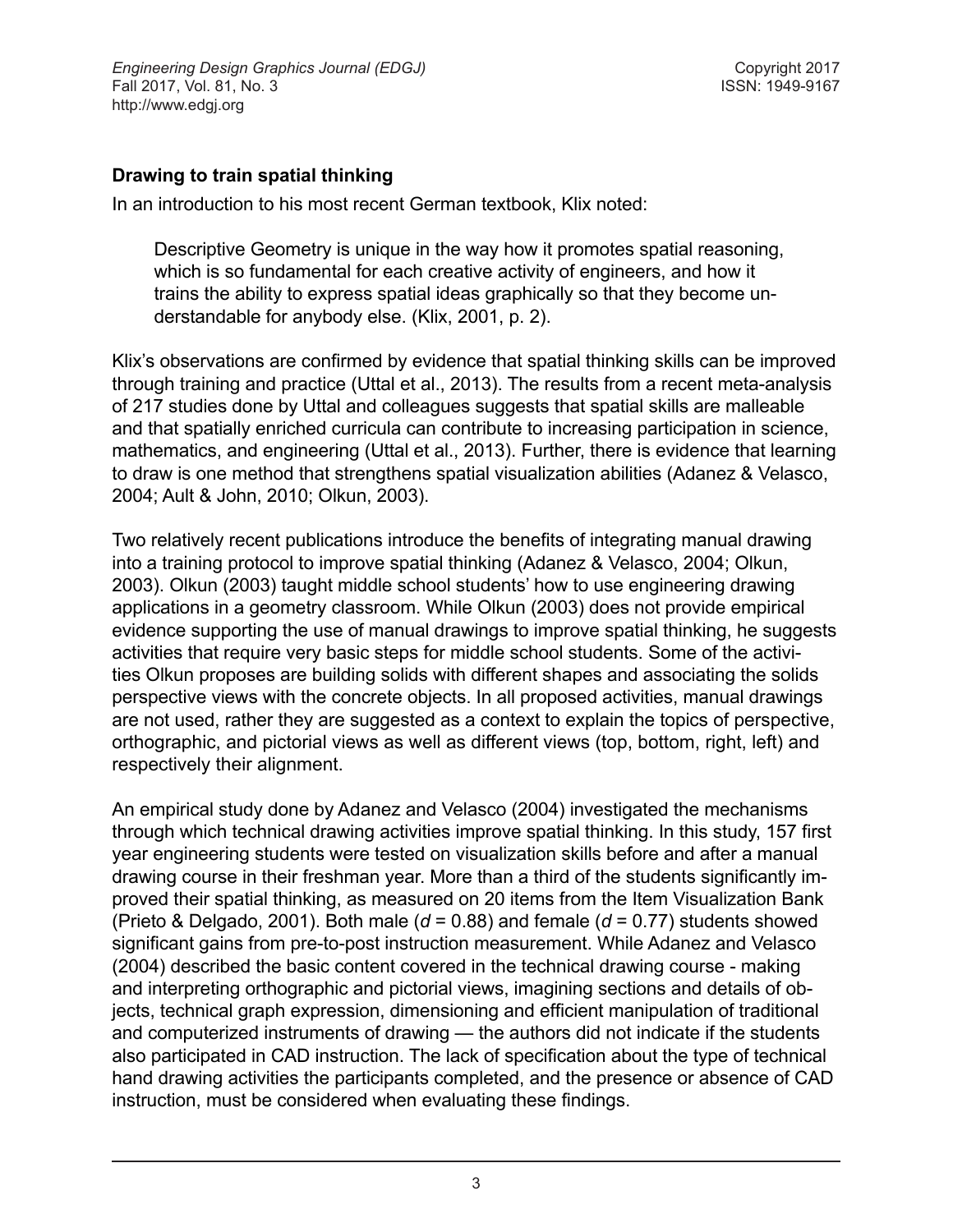### Drawing to train spatial thinking

In an introduction to his most recent German textbook, Klix noted:

> Descriptive Geometry is unique in the way how it promotes spatial reasoning, which is so fundamental for each creative activity of engineers, and how it trains the ability to express spatial ideas graphically so that they become understandable for anybody else. (Klix, 2001, p. 2).

Klix's observations are confirmed by evidence that spatial thinking skills can be improved through training and practice (Uttal et al., 2013). The results from a recent meta-analysis of 217 studies done by Uttal and colleagues suggests that spatial skills are malleable and that spatially enriched curricula can contribute to increasing participation in science, mathematics, and engineering (Uttal et al., 2013). Further, there is evidence that learning to draw is one method that strengthens spatial visualization abilities (Adanez & Velasco, 2004; Ault & John, 2010; Olkun, 2003).

Two relatively recent publications introduce the benefits of integrating manual drawing into a training protocol to improve spatial thinking (Adanez & Velasco, 2004; Olkun, 2003). Olkun (2003) taught middle school students' how to use engineering drawing applications in a geometry classroom. While Olkun (2003) does not provide empirical evidence supporting the use of manual drawings to improve spatial thinking, he suggests activities that require very basic steps for middle school students. Some of the activities Olkun proposes are building solids with different shapes and associating the solids perspective views with the concrete objects. In all proposed activities, manual drawings are not used, rather they are suggested as a context to explain the topics of perspective, orthographic, and pictorial views as well as different views (top, bottom, right, left) and respectively their alignment.

An empirical study done by Adanez and Velasco (2004) investigated the mechanisms through which technical drawing activities improve spatial thinking. In this study, 157 first year engineering students were tested on visualization skills before and after a manual drawing course in their freshman year. More than a third of the students significantly improved their spatial thinking, as measured on 20 items from the Item Visualization Bank (Prieto & Delgado, 2001). Both male ($d$ = 0.88) and female ($d$ = 0.77) students showed significant gains from pre-to-post instruction measurement. While Adanez and Velasco (2004) described the basic content covered in the technical drawing course - making and interpreting orthographic and pictorial views, imagining sections and details of objects, technical graph expression, dimensioning and efficient manipulation of traditional and computerized instruments of drawing — the authors did not indicate if the students also participated in CAD instruction. The lack of specification about the type of technical hand drawing activities the participants completed, and the presence or absence of CAD instruction, must be considered when evaluating these findings.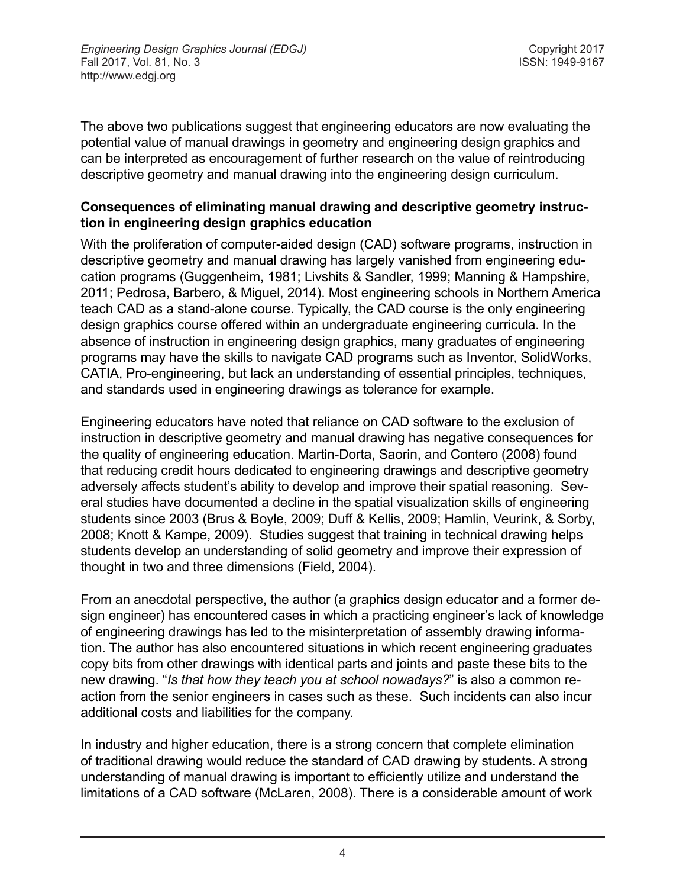The above two publications suggest that engineering educators are now evaluating the potential value of manual drawings in geometry and engineering design graphics and can be interpreted as encouragement of further research on the value of reintroducing descriptive geometry and manual drawing into the engineering design curriculum.

**Consequences of eliminating manual drawing and descriptive geometry instruction in engineering design graphics education**

With the proliferation of computer-aided design (CAD) software programs, instruction in descriptive geometry and manual drawing has largely vanished from engineering education programs (Guggenheim, 1981; Livshits & Sandler, 1999; Manning & Hampshire, 2011; Pedrosa, Barbero, & Miguel, 2014). Most engineering schools in Northern America teach CAD as a stand-alone course. Typically, the CAD course is the only engineering design graphics course offered within an undergraduate engineering curricula. In the absence of instruction in engineering design graphics, many graduates of engineering programs may have the skills to navigate CAD programs such as Inventor, SolidWorks, CATIA, Pro-engineering, but lack an understanding of essential principles, techniques, and standards used in engineering drawings as tolerance for example.

Engineering educators have noted that reliance on CAD software to the exclusion of instruction in descriptive geometry and manual drawing has negative consequences for the quality of engineering education. Martin-Dorta, Saorin, and Contero (2008) found that reducing credit hours dedicated to engineering drawings and descriptive geometry adversely affects student's ability to develop and improve their spatial reasoning. Several studies have documented a decline in the spatial visualization skills of engineering students since 2003 (Brus & Boyle, 2009; Duff & Kellis, 2009; Hamlin, Veurink, & Sorby, 2008; Knott & Kampe, 2009). Studies suggest that training in technical drawing helps students develop an understanding of solid geometry and improve their expression of thought in two and three dimensions (Field, 2004).

From an anecdotal perspective, the author (a graphics design educator and a former design engineer) has encountered cases in which a practicing engineer's lack of knowledge of engineering drawings has led to the misinterpretation of assembly drawing information. The author has also encountered situations in which recent engineering graduates copy bits from other drawings with identical parts and joints and paste these bits to the new drawing. "*Is that how they teach you at school nowadays?*" is also a common reaction from the senior engineers in cases such as these. Such incidents can also incur additional costs and liabilities for the company.

In industry and higher education, there is a strong concern that complete elimination of traditional drawing would reduce the standard of CAD drawing by students. A strong understanding of manual drawing is important to efficiently utilize and understand the limitations of a CAD software (McLaren, 2008). There is a considerable amount of work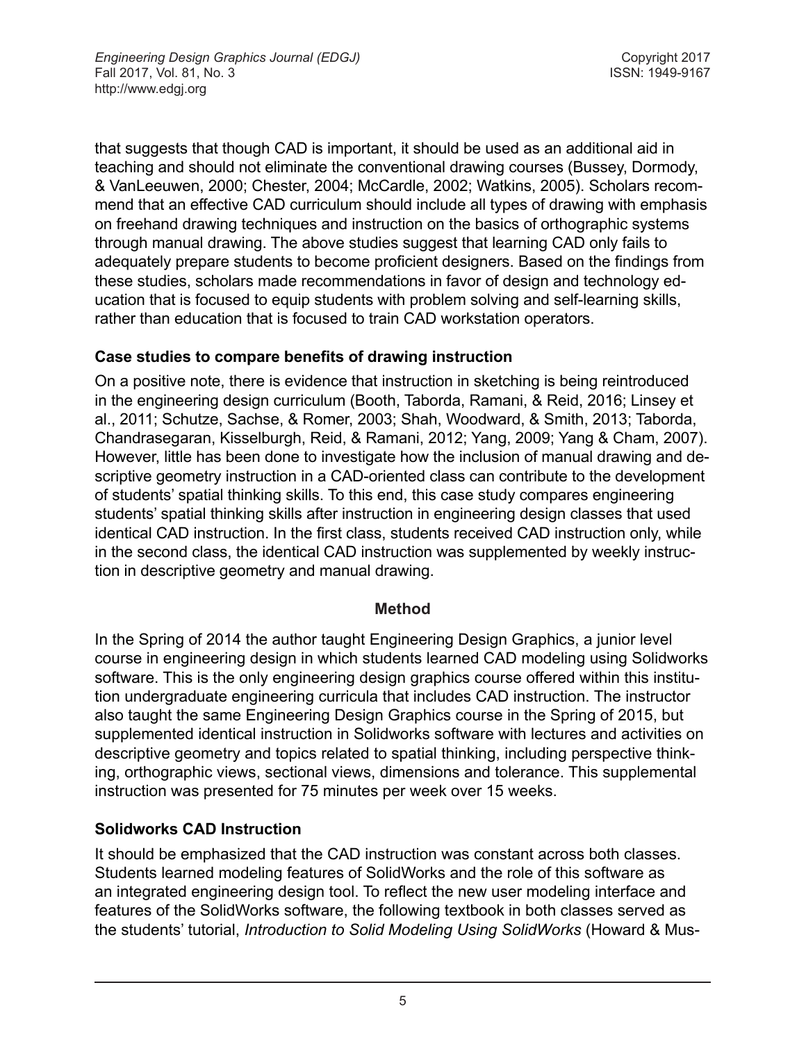that suggests that though CAD is important, it should be used as an additional aid in teaching and should not eliminate the conventional drawing courses (Bussey, Dormody, & VanLeeuwen, 2000; Chester, 2004; McCardle, 2002; Watkins, 2005). Scholars recommend that an effective CAD curriculum should include all types of drawing with emphasis on freehand drawing techniques and instruction on the basics of orthographic systems through manual drawing. The above studies suggest that learning CAD only fails to adequately prepare students to become proficient designers. Based on the findings from these studies, scholars made recommendations in favor of design and technology education that is focused to equip students with problem solving and self-learning skills, rather than education that is focused to train CAD workstation operators.

### Case studies to compare benefits of drawing instruction

On a positive note, there is evidence that instruction in sketching is being reintroduced in the engineering design curriculum (Booth, Taborda, Ramani, & Reid, 2016; Linsey et al., 2011; Schutze, Sachse, & Romer, 2003; Shah, Woodward, & Smith, 2013; Taborda, Chandrasegaran, Kisselburgh, Reid, & Ramani, 2012; Yang, 2009; Yang & Cham, 2007). However, little has been done to investigate how the inclusion of manual drawing and descriptive geometry instruction in a CAD-oriented class can contribute to the development of students' spatial thinking skills. To this end, this case study compares engineering students' spatial thinking skills after instruction in engineering design classes that used identical CAD instruction. In the first class, students received CAD instruction only, while in the second class, the identical CAD instruction was supplemented by weekly instruction in descriptive geometry and manual drawing.

## Method

In the Spring of 2014 the author taught Engineering Design Graphics, a junior level course in engineering design in which students learned CAD modeling using Solidworks software. This is the only engineering design graphics course offered within this institution undergraduate engineering curricula that includes CAD instruction. The instructor also taught the same Engineering Design Graphics course in the Spring of 2015, but supplemented identical instruction in Solidworks software with lectures and activities on descriptive geometry and topics related to spatial thinking, including perspective thinking, orthographic views, sectional views, dimensions and tolerance. This supplemental instruction was presented for 75 minutes per week over 15 weeks.

### Solidworks CAD Instruction

It should be emphasized that the CAD instruction was constant across both classes. Students learned modeling features of SolidWorks and the role of this software as an integrated engineering design tool. To reflect the new user modeling interface and features of the SolidWorks software, the following textbook in both classes served as the students' tutorial, *Introduction to Solid Modeling Using SolidWorks* (Howard & Mus-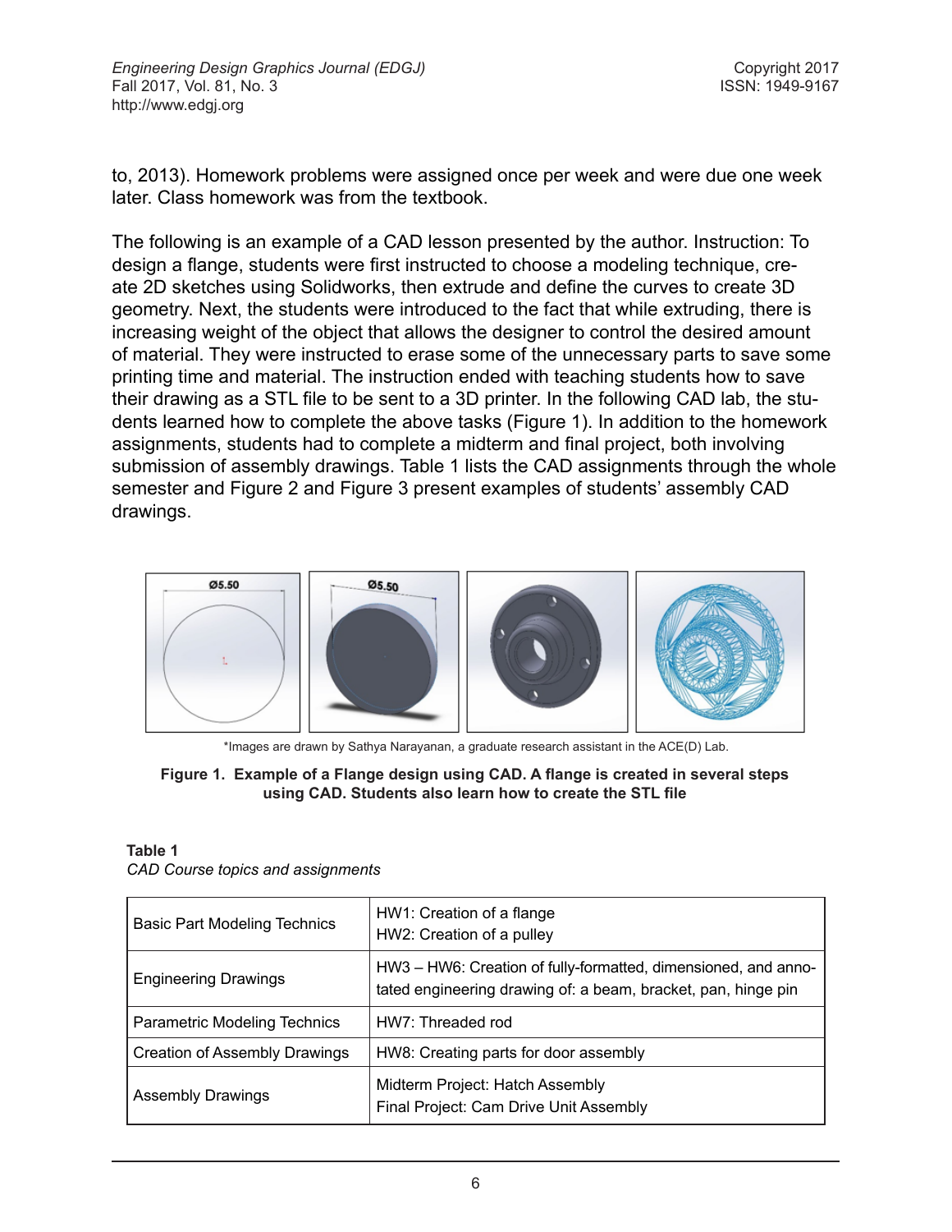to, 2013). Homework problems were assigned once per week and were due one week later. Class homework was from the textbook.

The following is an example of a CAD lesson presented by the author. Instruction: To design a flange, students were first instructed to choose a modeling technique, create 2D sketches using Solidworks, then extrude and define the curves to create 3D geometry. Next, the students were introduced to the fact that while extruding, there is increasing weight of the object that allows the designer to control the desired amount of material. They were instructed to erase some of the unnecessary parts to save some printing time and material. The instruction ended with teaching students how to save their drawing as a STL file to be sent to a 3D printer. In the following CAD lab, the students learned how to complete the above tasks (Figure 1). In addition to the homework assignments, students had to complete a midterm and final project, both involving submission of assembly drawings. Table 1 lists the CAD assignments through the whole semester and Figure 2 and Figure 3 present examples of students' assembly CAD drawings.

*Images are drawn by Sathya Narayanan, a graduate research assistant in the ACE(D) Lab.

**Figure 1. Example of a Flange design using CAD. A flange is created in several steps using CAD. Students also learn how to create the STL file**

**Table 1**
*CAD Course topics and assignments*

| | |
|---|---|
| Basic Part Modeling Technics | HW1: Creation of a flange<br>HW2: Creation of a pulley |
| Engineering Drawings | HW3 – HW6: Creation of fully-formatted, dimensioned, and annotated engineering drawing of: a beam, bracket, pan, hinge pin |
| Parametric Modeling Technics | HW7: Threaded rod |
| Creation of Assembly Drawings | HW8: Creating parts for door assembly |
| Assembly Drawings | Midterm Project: Hatch Assembly<br>Final Project: Cam Drive Unit Assembly |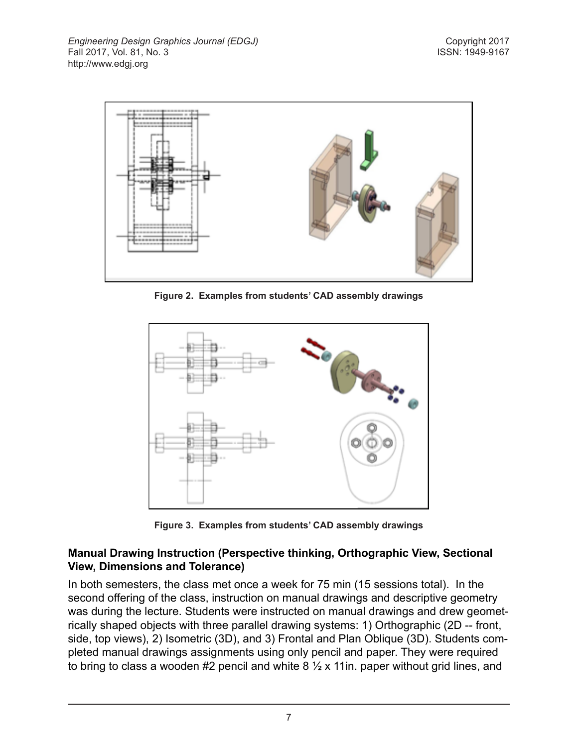Figure 2. Examples from students' CAD assembly drawings

Figure 3. Examples from students' CAD assembly drawings

### Manual Drawing Instruction (Perspective thinking, Orthographic View, Sectional View, Dimensions and Tolerance)

In both semesters, the class met once a week for 75 min (15 sessions total). In the second offering of the class, instruction on manual drawings and descriptive geometry was during the lecture. Students were instructed on manual drawings and drew geometrically shaped objects with three parallel drawing systems: 1) Orthographic (2D -- front, side, top views), 2) Isometric (3D), and 3) Frontal and Plan Oblique (3D). Students completed manual drawings assignments using only pencil and paper. They were required to bring to class a wooden #2 pencil and white 8 ½ x 11in. paper without grid lines, and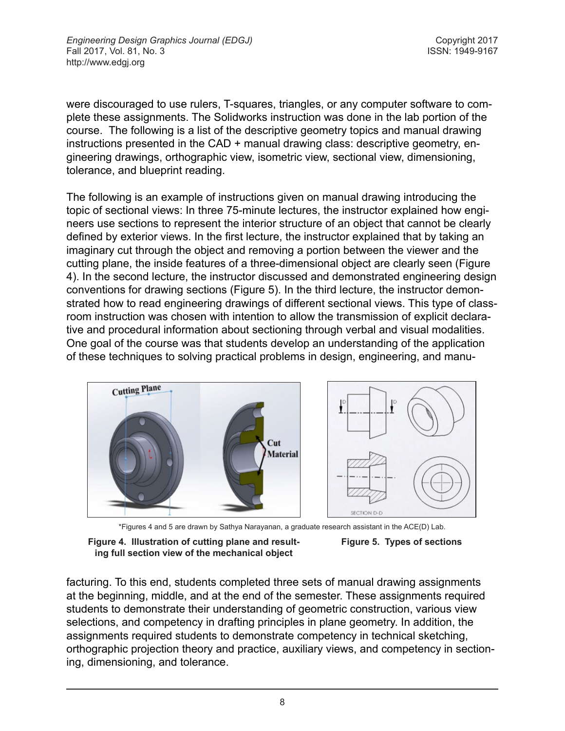were discouraged to use rulers, T-squares, triangles, or any computer software to complete these assignments. The Solidworks instruction was done in the lab portion of the course. The following is a list of the descriptive geometry topics and manual drawing instructions presented in the CAD + manual drawing class: descriptive geometry, engineering drawings, orthographic view, isometric view, sectional view, dimensioning, tolerance, and blueprint reading.

The following is an example of instructions given on manual drawing introducing the topic of sectional views: In three 75-minute lectures, the instructor explained how engineers use sections to represent the interior structure of an object that cannot be clearly defined by exterior views. In the first lecture, the instructor explained that by taking an imaginary cut through the object and removing a portion between the viewer and the cutting plane, the inside features of a three-dimensional object are clearly seen (Figure 4). In the second lecture, the instructor discussed and demonstrated engineering design conventions for drawing sections (Figure 5). In the third lecture, the instructor demonstrated how to read engineering drawings of different sectional views. This type of classroom instruction was chosen with intention to allow the transmission of explicit declarative and procedural information about sectioning through verbal and visual modalities. One goal of the course was that students develop an understanding of the application of these techniques to solving practical problems in design, engineering, and manufacturing. To this end, students completed three sets of manual drawing assignments at the beginning, middle, and at the end of the semester. These assignments required students to demonstrate their understanding of geometric construction, various view selections, and competency in drafting principles in plane geometry. In addition, the assignments required students to demonstrate competency in technical sketching, orthographic projection theory and practice, auxiliary views, and competency in sectioning, dimensioning, and tolerance.

\*Figures 4 and 5 are drawn by Sathya Narayanan, a graduate research assistant in the ACE(D) Lab.

**Figure 4. Illustration of cutting plane and resulting full section view of the mechanical object**

**Figure 5. Types of sections**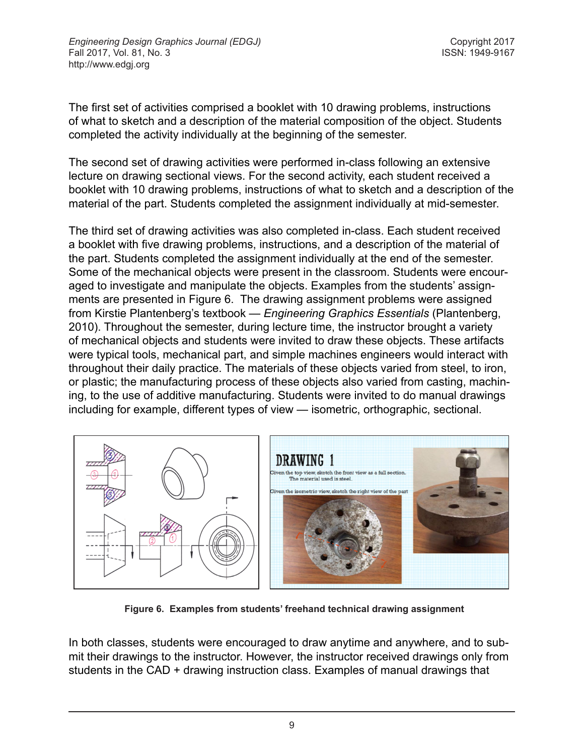The first set of activities comprised a booklet with 10 drawing problems, instructions of what to sketch and a description of the material composition of the object. Students completed the activity individually at the beginning of the semester.

The second set of drawing activities were performed in-class following an extensive lecture on drawing sectional views. For the second activity, each student received a booklet with 10 drawing problems, instructions of what to sketch and a description of the material of the part. Students completed the assignment individually at mid-semester.

The third set of drawing activities was also completed in-class. Each student received a booklet with five drawing problems, instructions, and a description of the material of the part. Students completed the assignment individually at the end of the semester. Some of the mechanical objects were present in the classroom. Students were encouraged to investigate and manipulate the objects. Examples from the students' assignments are presented in Figure 6. The drawing assignment problems were assigned from Kirstie Plantenberg's textbook — *Engineering Graphics Essentials* (Plantenberg, 2010). Throughout the semester, during lecture time, the instructor brought a variety of mechanical objects and students were invited to draw these objects. These artifacts were typical tools, mechanical part, and simple machines engineers would interact with throughout their daily practice. The materials of these objects varied from steel, to iron, or plastic; the manufacturing process of these objects also varied from casting, machining, to the use of additive manufacturing. Students were invited to do manual drawings including for example, different types of view — isometric, orthographic, sectional.

**Figure 6. Examples from students' freehand technical drawing assignment**

In both classes, students were encouraged to draw anytime and anywhere, and to submit their drawings to the instructor. However, the instructor received drawings only from students in the CAD + drawing instruction class. Examples of manual drawings that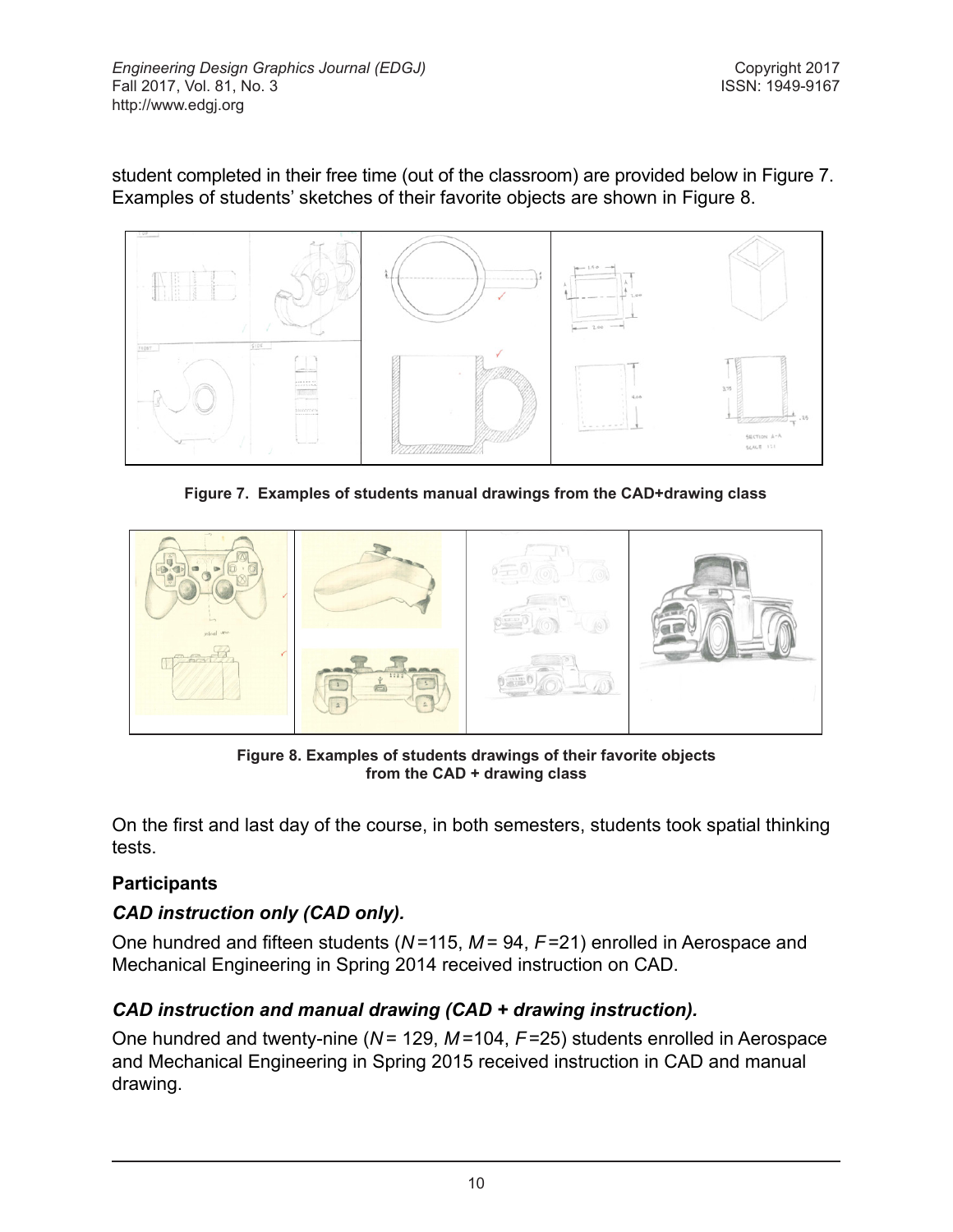student completed in their free time (out of the classroom) are provided below in Figure 7. Examples of students' sketches of their favorite objects are shown in Figure 8.

**Figure 7. Examples of students manual drawings from the CAD+drawing class**

**Figure 8. Examples of students drawings of their favorite objects from the CAD + drawing class**

On the first and last day of the course, in both semesters, students took spatial thinking tests.

### Participants

#### *CAD instruction only (CAD only).*

One hundred and fifteen students ($N$=115, $M$= 94, $F$=21) enrolled in Aerospace and Mechanical Engineering in Spring 2014 received instruction on CAD.

#### *CAD instruction and manual drawing (CAD + drawing instruction).*

One hundred and twenty-nine ($N$= 129, $M$=104, $F$=25) students enrolled in Aerospace and Mechanical Engineering in Spring 2015 received instruction in CAD and manual drawing.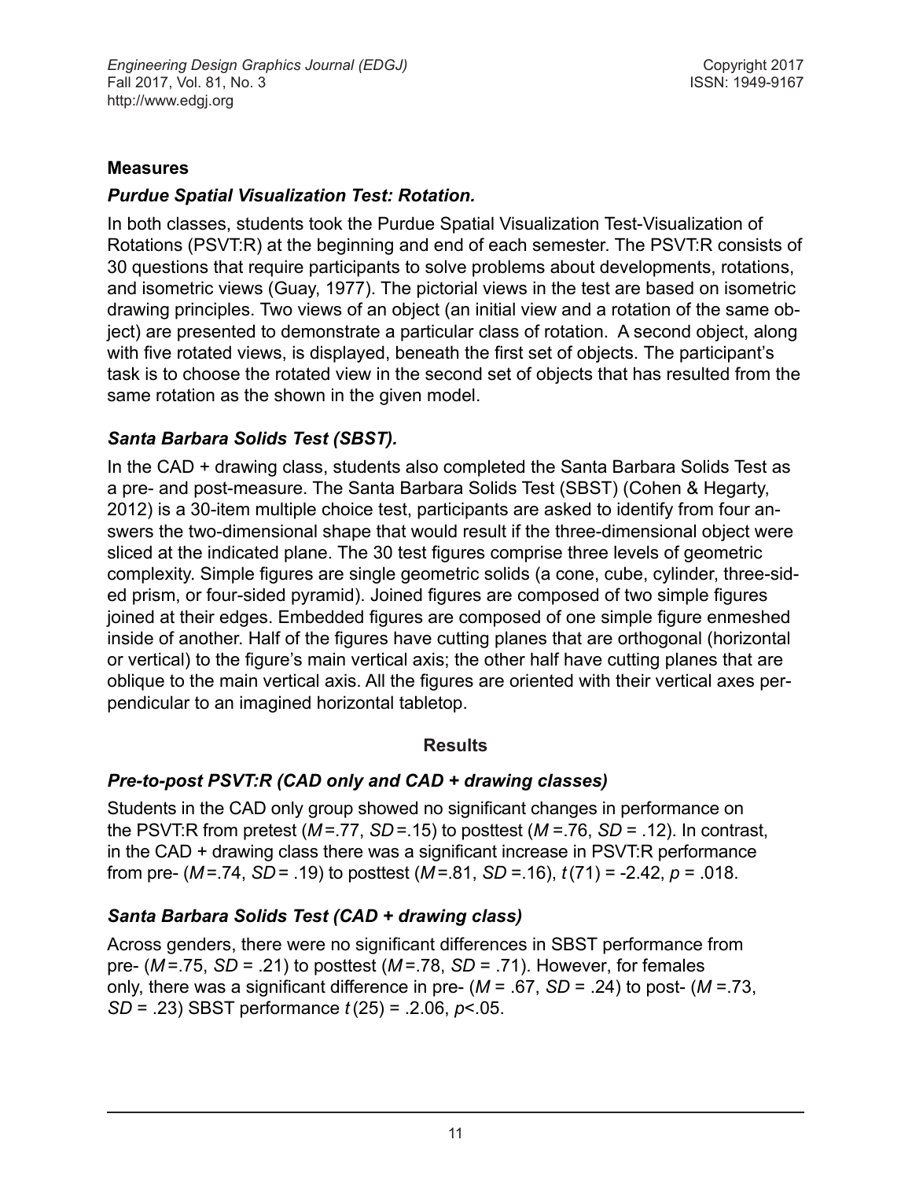## Measures

### *Purdue Spatial Visualization Test: Rotation.*

In both classes, students took the Purdue Spatial Visualization Test-Visualization of Rotations (PSVT:R) at the beginning and end of each semester. The PSVT:R consists of 30 questions that require participants to solve problems about developments, rotations, and isometric views (Guay, 1977). The pictorial views in the test are based on isometric drawing principles. Two views of an object (an initial view and a rotation of the same object) are presented to demonstrate a particular class of rotation. A second object, along with five rotated views, is displayed, beneath the first set of objects. The participant's task is to choose the rotated view in the second set of objects that has resulted from the same rotation as the shown in the given model.

### *Santa Barbara Solids Test (SBST).*

In the CAD + drawing class, students also completed the Santa Barbara Solids Test as a pre- and post-measure. The Santa Barbara Solids Test (SBST) (Cohen & Hegarty, 2012) is a 30-item multiple choice test, participants are asked to identify from four answers the two-dimensional shape that would result if the three-dimensional object were sliced at the indicated plane. The 30 test figures comprise three levels of geometric complexity. Simple figures are single geometric solids (a cone, cube, cylinder, three-sided prism, or four-sided pyramid). Joined figures are composed of two simple figures joined at their edges. Embedded figures are composed of one simple figure enmeshed inside of another. Half of the figures have cutting planes that are orthogonal (horizontal or vertical) to the figure's main vertical axis; the other half have cutting planes that are oblique to the main vertical axis. All the figures are oriented with their vertical axes perpendicular to an imagined horizontal tabletop.

## Results

### *Pre-to-post PSVT:R (CAD only and CAD + drawing classes)*

Students in the CAD only group showed no significant changes in performance on the PSVT:R from pretest ($M$=.77, $SD$=.15) to posttest ($M$=.76, $SD$ = .12). In contrast, in the CAD + drawing class there was a significant increase in PSVT:R performance from pre- ($M$=.74, $SD$= .19) to posttest ($M$=.81, $SD$=.16), $t(71)$ = -2.42, $p$ = .018.

### *Santa Barbara Solids Test (CAD + drawing class)*

Across genders, there were no significant differences in SBST performance from pre- ($M$=.75, $SD$ = .21) to posttest ($M$=.78, $SD$ = .71). However, for females only, there was a significant difference in pre- ($M$ = .67, $SD$ = .24) to post- ($M$ =.73, $SD$ = .23) SBST performance $t(25)$ = .2.06, $p$<.05.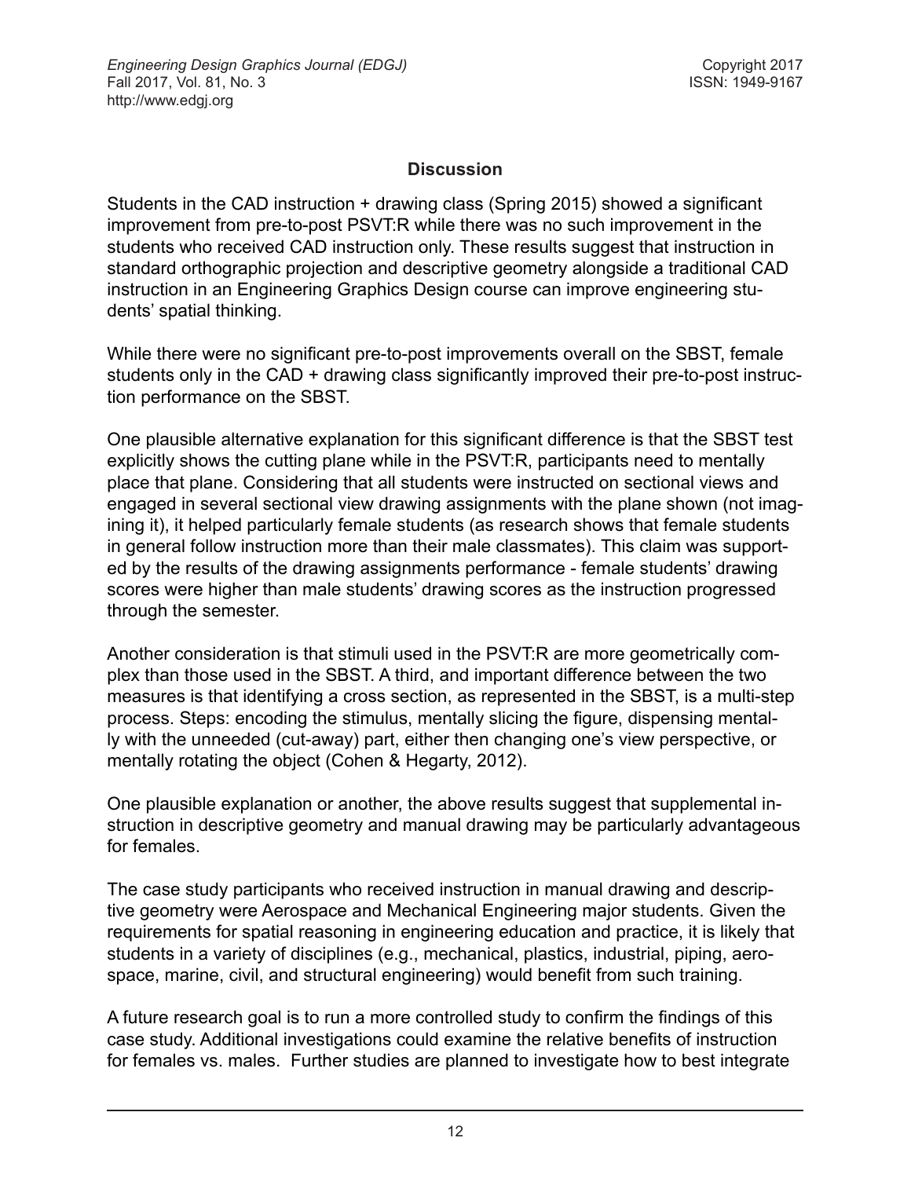## Discussion

Students in the CAD instruction + drawing class (Spring 2015) showed a significant improvement from pre-to-post PSVT:R while there was no such improvement in the students who received CAD instruction only. These results suggest that instruction in standard orthographic projection and descriptive geometry alongside a traditional CAD instruction in an Engineering Graphics Design course can improve engineering students' spatial thinking.

While there were no significant pre-to-post improvements overall on the SBST, female students only in the CAD + drawing class significantly improved their pre-to-post instruction performance on the SBST.

One plausible alternative explanation for this significant difference is that the SBST test explicitly shows the cutting plane while in the PSVT:R, participants need to mentally place that plane. Considering that all students were instructed on sectional views and engaged in several sectional view drawing assignments with the plane shown (not imagining it), it helped particularly female students (as research shows that female students in general follow instruction more than their male classmates). This claim was supported by the results of the drawing assignments performance - female students' drawing scores were higher than male students' drawing scores as the instruction progressed through the semester.

Another consideration is that stimuli used in the PSVT:R are more geometrically complex than those used in the SBST. A third, and important difference between the two measures is that identifying a cross section, as represented in the SBST, is a multi-step process. Steps: encoding the stimulus, mentally slicing the figure, dispensing mentally with the unneeded (cut-away) part, either then changing one's view perspective, or mentally rotating the object (Cohen & Hegarty, 2012).

One plausible explanation or another, the above results suggest that supplemental instruction in descriptive geometry and manual drawing may be particularly advantageous for females.

The case study participants who received instruction in manual drawing and descriptive geometry were Aerospace and Mechanical Engineering major students. Given the requirements for spatial reasoning in engineering education and practice, it is likely that students in a variety of disciplines (e.g., mechanical, plastics, industrial, piping, aerospace, marine, civil, and structural engineering) would benefit from such training.

A future research goal is to run a more controlled study to confirm the findings of this case study. Additional investigations could examine the relative benefits of instruction for females vs. males. Further studies are planned to investigate how to best integrate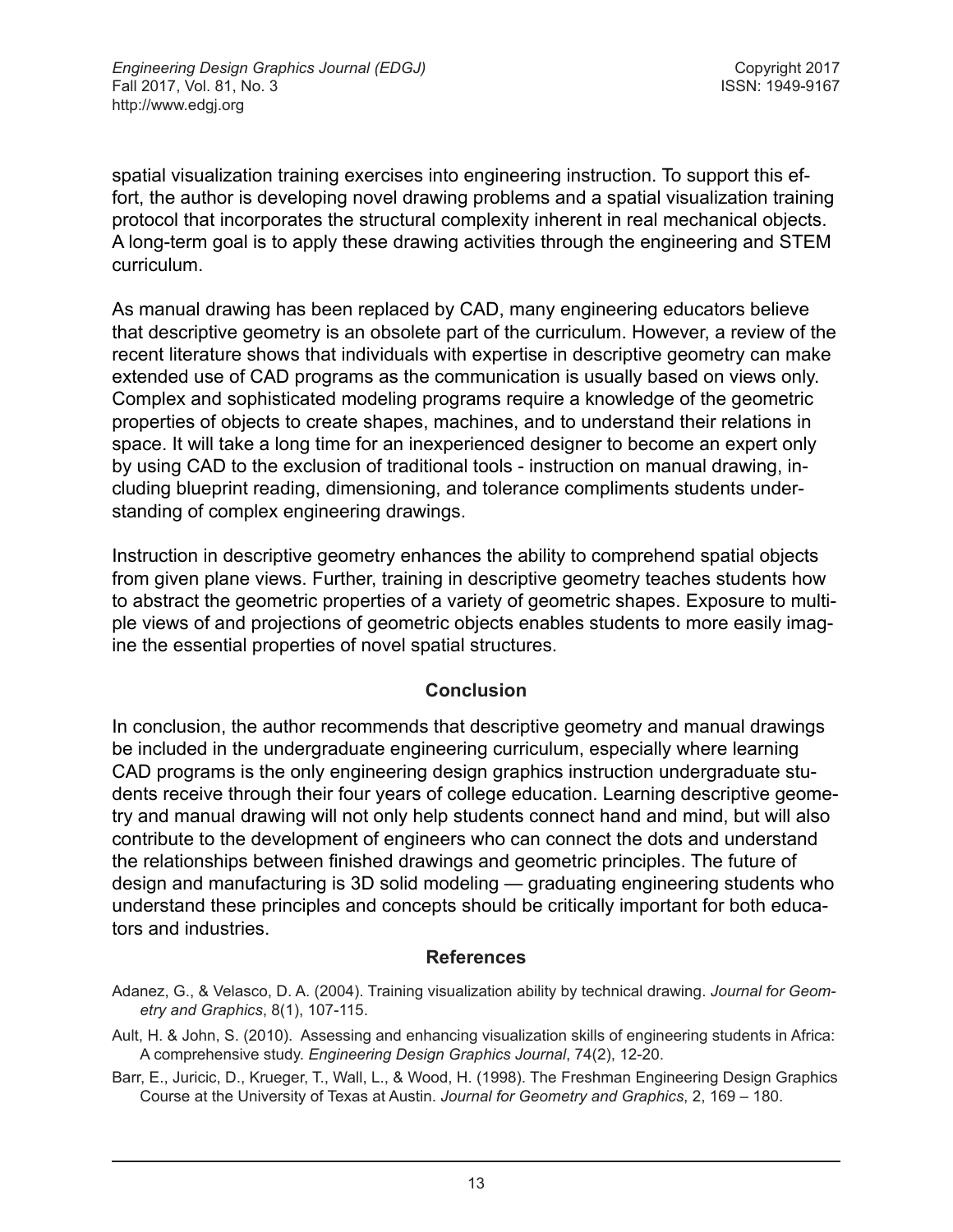spatial visualization training exercises into engineering instruction. To support this effort, the author is developing novel drawing problems and a spatial visualization training protocol that incorporates the structural complexity inherent in real mechanical objects. A long-term goal is to apply these drawing activities through the engineering and STEM curriculum.

As manual drawing has been replaced by CAD, many engineering educators believe that descriptive geometry is an obsolete part of the curriculum. However, a review of the recent literature shows that individuals with expertise in descriptive geometry can make extended use of CAD programs as the communication is usually based on views only. Complex and sophisticated modeling programs require a knowledge of the geometric properties of objects to create shapes, machines, and to understand their relations in space. It will take a long time for an inexperienced designer to become an expert only by using CAD to the exclusion of traditional tools - instruction on manual drawing, including blueprint reading, dimensioning, and tolerance compliments students understanding of complex engineering drawings.

Instruction in descriptive geometry enhances the ability to comprehend spatial objects from given plane views. Further, training in descriptive geometry teaches students how to abstract the geometric properties of a variety of geometric shapes. Exposure to multiple views of and projections of geometric objects enables students to more easily imagine the essential properties of novel spatial structures.

## Conclusion

In conclusion, the author recommends that descriptive geometry and manual drawings be included in the undergraduate engineering curriculum, especially where learning CAD programs is the only engineering design graphics instruction undergraduate students receive through their four years of college education. Learning descriptive geometry and manual drawing will not only help students connect hand and mind, but will also contribute to the development of engineers who can connect the dots and understand the relationships between finished drawings and geometric principles. The future of design and manufacturing is 3D solid modeling — graduating engineering students who understand these principles and concepts should be critically important for both educators and industries.

## References

Adanez, G., & Velasco, D. A. (2004). Training visualization ability by technical drawing. *Journal for Geometry and Graphics*, 8(1), 107-115.

Ault, H. & John, S. (2010). Assessing and enhancing visualization skills of engineering students in Africa: A comprehensive study. *Engineering Design Graphics Journal*, 74(2), 12-20.

Barr, E., Juricic, D., Krueger, T., Wall, L., & Wood, H. (1998). The Freshman Engineering Design Graphics Course at the University of Texas at Austin. *Journal for Geometry and Graphics*, 2, 169 – 180.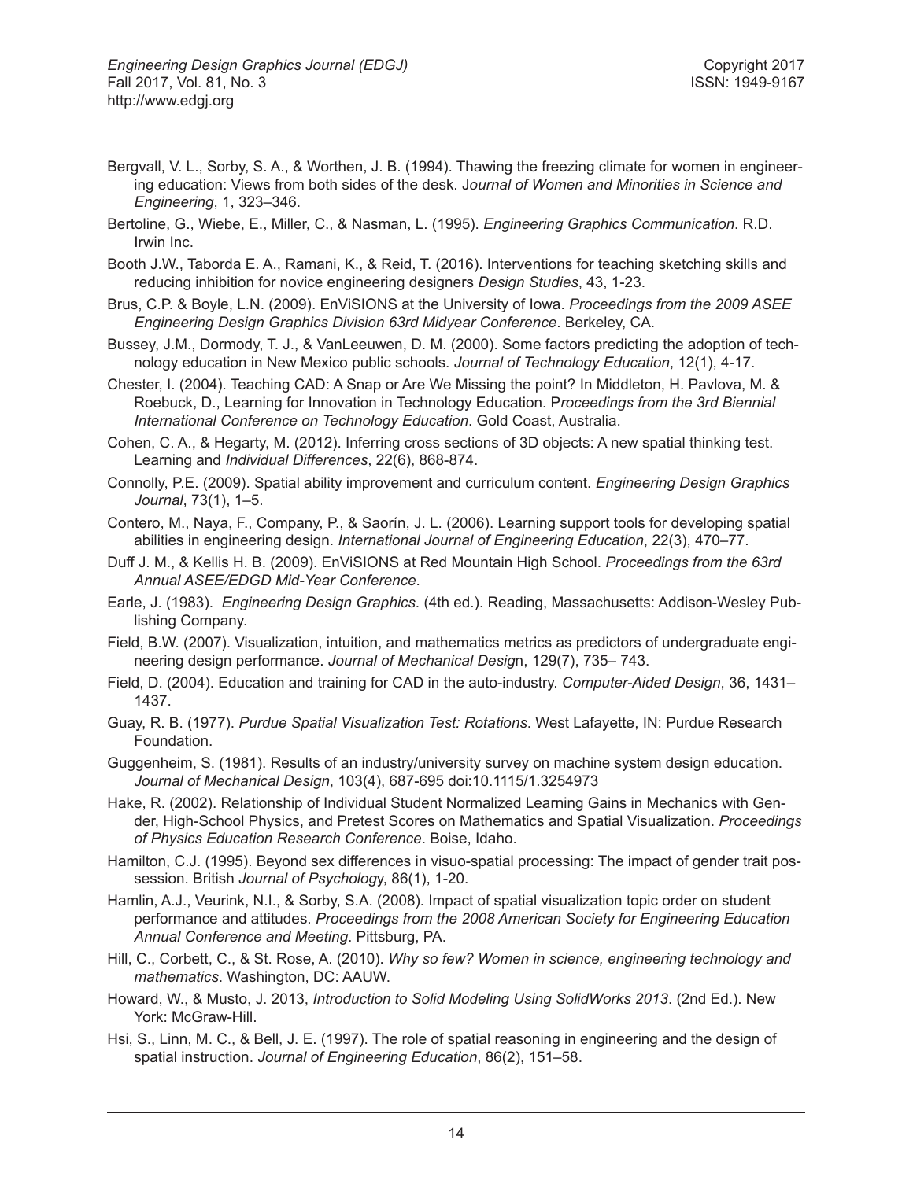Bergvall, V. L., Sorby, S. A., & Worthen, J. B. (1994). Thawing the freezing climate for women in engineering education: Views from both sides of the desk. J*ournal of Women and Minorities in Science and Engineering*, 1, 323–346.

Bertoline, G., Wiebe, E., Miller, C., & Nasman, L. (1995). *Engineering Graphics Communication*. R.D. Irwin Inc.

Booth J.W., Taborda E. A., Ramani, K., & Reid, T. (2016). Interventions for teaching sketching skills and reducing inhibition for novice engineering designers *Design Studies*, 43, 1-23.

Brus, C.P. & Boyle, L.N. (2009). EnViSIONS at the University of Iowa. *Proceedings from the 2009 ASEE Engineering Design Graphics Division 63rd Midyear Conference*. Berkeley, CA.

Bussey, J.M., Dormody, T. J., & VanLeeuwen, D. M. (2000). Some factors predicting the adoption of technology education in New Mexico public schools. *Journal of Technology Education*, 12(1), 4-17.

Chester, I. (2004). Teaching CAD: A Snap or Are We Missing the point? In Middleton, H. Pavlova, M. & Roebuck, D., Learning for Innovation in Technology Education. P*roceedings from the 3rd Biennial International Conference on Technology Education*. Gold Coast, Australia.

Cohen, C. A., & Hegarty, M. (2012). Inferring cross sections of 3D objects: A new spatial thinking test. Learning and *Individual Differences*, 22(6), 868-874.

Connolly, P.E. (2009). Spatial ability improvement and curriculum content. *Engineering Design Graphics Journal*, 73(1), 1–5.

Contero, M., Naya, F., Company, P., & Saorín, J. L. (2006). Learning support tools for developing spatial abilities in engineering design. *International Journal of Engineering Education*, 22(3), 470–77.

Duff J. M., & Kellis H. B. (2009). EnViSIONS at Red Mountain High School. *Proceedings from the 63rd Annual ASEE/EDGD Mid-Year Conference*.

Earle, J. (1983). *Engineering Design Graphics*. (4th ed.). Reading, Massachusetts: Addison-Wesley Publishing Company.

Field, B.W. (2007). Visualization, intuition, and mathematics metrics as predictors of undergraduate engineering design performance. *Journal of Mechanical Desig*n, 129(7), 735– 743.

Field, D. (2004). Education and training for CAD in the auto-industry. *Computer-Aided Design*, 36, 1431–1437.

Guay, R. B. (1977). *Purdue Spatial Visualization Test: Rotations*. West Lafayette, IN: Purdue Research Foundation.

Guggenheim, S. (1981). Results of an industry/university survey on machine system design education. *Journal of Mechanical Design*, 103(4), 687-695 doi:10.1115/1.3254973

Hake, R. (2002). Relationship of Individual Student Normalized Learning Gains in Mechanics with Gender, High-School Physics, and Pretest Scores on Mathematics and Spatial Visualization. *Proceedings of Physics Education Research Conference*. Boise, Idaho.

Hamilton, C.J. (1995). Beyond sex differences in visuo-spatial processing: The impact of gender trait possession. British *Journal of Psycholog*y, 86(1), 1-20.

Hamlin, A.J., Veurink, N.I., & Sorby, S.A. (2008). Impact of spatial visualization topic order on student performance and attitudes. *Proceedings from the 2008 American Society for Engineering Education Annual Conference and Meeting*. Pittsburg, PA.

Hill, C., Corbett, C., & St. Rose, A. (2010). *Why so few? Women in science, engineering technology and mathematics*. Washington, DC: AAUW.

Howard, W., & Musto, J. 2013, *Introduction to Solid Modeling Using SolidWorks 2013*. (2nd Ed.). New York: McGraw-Hill.

Hsi, S., Linn, M. C., & Bell, J. E. (1997). The role of spatial reasoning in engineering and the design of spatial instruction. *Journal of Engineering Education*, 86(2), 151–58.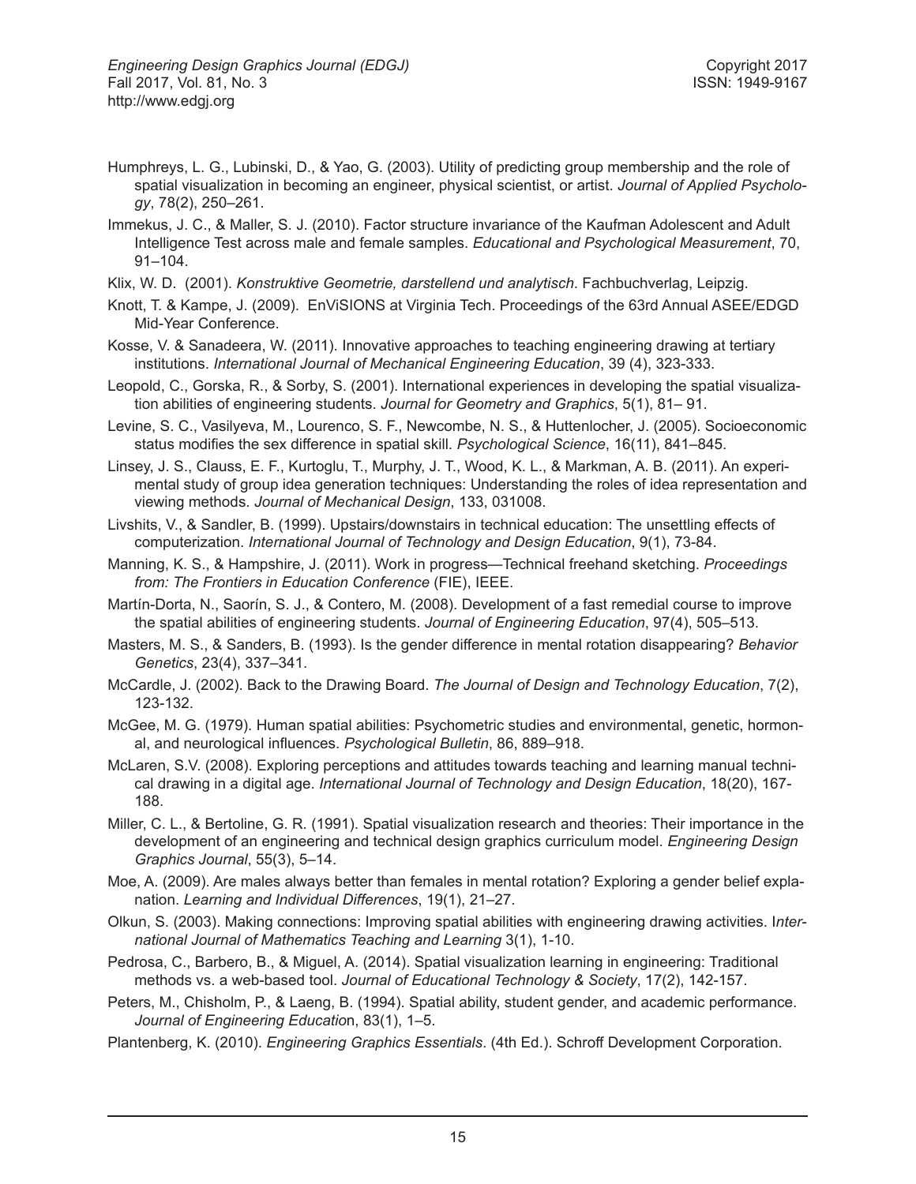Humphreys, L. G., Lubinski, D., & Yao, G. (2003). Utility of predicting group membership and the role of spatial visualization in becoming an engineer, physical scientist, or artist. *Journal of Applied Psychology*, 78(2), 250–261.

Immekus, J. C., & Maller, S. J. (2010). Factor structure invariance of the Kaufman Adolescent and Adult Intelligence Test across male and female samples. *Educational and Psychological Measurement*, 70, 91–104.

Klix, W. D. (2001). *Konstruktive Geometrie, darstellend und analytisch*. Fachbuchverlag, Leipzig.

Knott, T. & Kampe, J. (2009). EnViSIONS at Virginia Tech. Proceedings of the 63rd Annual ASEE/EDGD Mid-Year Conference.

Kosse, V. & Sanadeera, W. (2011). Innovative approaches to teaching engineering drawing at tertiary institutions. *International Journal of Mechanical Engineering Education*, 39 (4), 323-333.

Leopold, C., Gorska, R., & Sorby, S. (2001). International experiences in developing the spatial visualization abilities of engineering students. *Journal for Geometry and Graphics*, 5(1), 81– 91.

Levine, S. C., Vasilyeva, M., Lourenco, S. F., Newcombe, N. S., & Huttenlocher, J. (2005). Socioeconomic status modifies the sex difference in spatial skill. *Psychological Science*, 16(11), 841–845.

Linsey, J. S., Clauss, E. F., Kurtoglu, T., Murphy, J. T., Wood, K. L., & Markman, A. B. (2011). An experimental study of group idea generation techniques: Understanding the roles of idea representation and viewing methods. *Journal of Mechanical Design*, 133, 031008.

Livshits, V., & Sandler, B. (1999). Upstairs/downstairs in technical education: The unsettling effects of computerization. *International Journal of Technology and Design Education*, 9(1), 73-84.

Manning, K. S., & Hampshire, J. (2011). Work in progress—Technical freehand sketching. *Proceedings from: The Frontiers in Education Conference* (FIE), IEEE.

Martín-Dorta, N., Saorín, S. J., & Contero, M. (2008). Development of a fast remedial course to improve the spatial abilities of engineering students. *Journal of Engineering Education*, 97(4), 505–513.

Masters, M. S., & Sanders, B. (1993). Is the gender difference in mental rotation disappearing? *Behavior Genetics*, 23(4), 337–341.

McCardle, J. (2002). Back to the Drawing Board. *The Journal of Design and Technology Education*, 7(2), 123-132.

McGee, M. G. (1979). Human spatial abilities: Psychometric studies and environmental, genetic, hormonal, and neurological influences. *Psychological Bulletin*, 86, 889–918.

McLaren, S.V. (2008). Exploring perceptions and attitudes towards teaching and learning manual technical drawing in a digital age. *International Journal of Technology and Design Education*, 18(20), 167-188.

Miller, C. L., & Bertoline, G. R. (1991). Spatial visualization research and theories: Their importance in the development of an engineering and technical design graphics curriculum model. *Engineering Design Graphics Journal*, 55(3), 5–14.

Moe, A. (2009). Are males always better than females in mental rotation? Exploring a gender belief explanation. *Learning and Individual Differences*, 19(1), 21–27.

Olkun, S. (2003). Making connections: Improving spatial abilities with engineering drawing activities. I*nternational Journal of Mathematics Teaching and Learning* 3(1), 1-10.

Pedrosa, C., Barbero, B., & Miguel, A. (2014). Spatial visualization learning in engineering: Traditional methods vs. a web-based tool. *Journal of Educational Technology & Society*, 17(2), 142-157.

Peters, M., Chisholm, P., & Laeng, B. (1994). Spatial ability, student gender, and academic performance. *Journal of Engineering Educatio*n, 83(1), 1–5.

Plantenberg, K. (2010). *Engineering Graphics Essentials*. (4th Ed.). Schroff Development Corporation.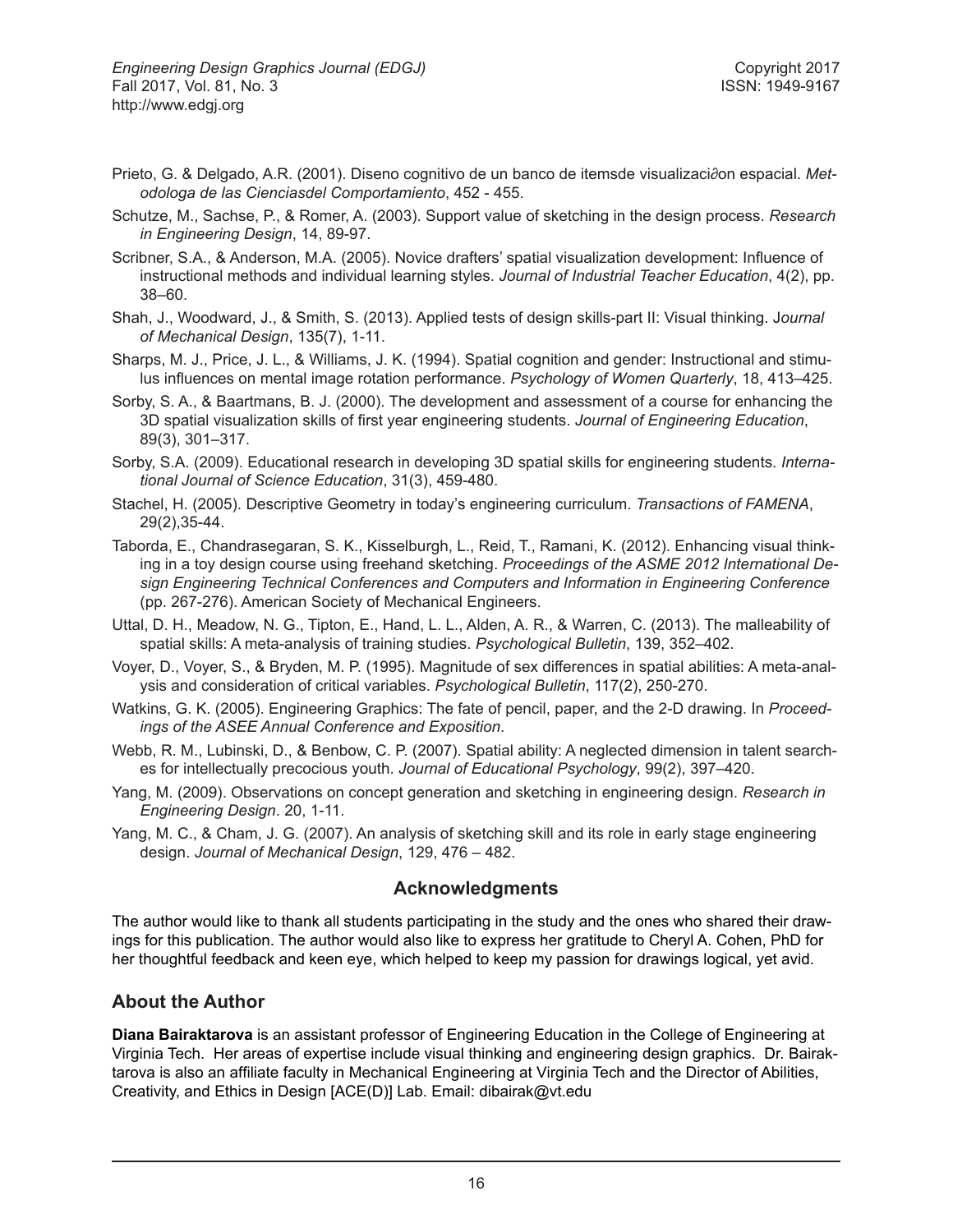Prieto, G. & Delgado, A.R. (2001). Diseno cognitivo de un banco de itemsde visualizaci∂on espacial. *Metodologa de las Cienciasdel Comportamiento*, 452 - 455.

Schutze, M., Sachse, P., & Romer, A. (2003). Support value of sketching in the design process. *Research in Engineering Design*, 14, 89-97.

Scribner, S.A., & Anderson, M.A. (2005). Novice drafters' spatial visualization development: Influence of instructional methods and individual learning styles. *Journal of Industrial Teacher Education*, 4(2), pp. 38–60.

Shah, J., Woodward, J., & Smith, S. (2013). Applied tests of design skills-part II: Visual thinking. J*ournal of Mechanical Design*, 135(7), 1-11.

Sharps, M. J., Price, J. L., & Williams, J. K. (1994). Spatial cognition and gender: Instructional and stimulus influences on mental image rotation performance. *Psychology of Women Quarterly*, 18, 413–425.

Sorby, S. A., & Baartmans, B. J. (2000). The development and assessment of a course for enhancing the 3D spatial visualization skills of first year engineering students. *Journal of Engineering Education*, 89(3), 301–317.

Sorby, S.A. (2009). Educational research in developing 3D spatial skills for engineering students. *International Journal of Science Education*, 31(3), 459-480.

Stachel, H. (2005). Descriptive Geometry in today's engineering curriculum. *Transactions of FAMENA*, 29(2),35-44.

Taborda, E., Chandrasegaran, S. K., Kisselburgh, L., Reid, T., Ramani, K. (2012). Enhancing visual thinking in a toy design course using freehand sketching. *Proceedings of the ASME 2012 International Design Engineering Technical Conferences and Computers and Information in Engineering Conference* (pp. 267-276). American Society of Mechanical Engineers.

Uttal, D. H., Meadow, N. G., Tipton, E., Hand, L. L., Alden, A. R., & Warren, C. (2013). The malleability of spatial skills: A meta-analysis of training studies. *Psychological Bulletin*, 139, 352–402.

Voyer, D., Voyer, S., & Bryden, M. P. (1995). Magnitude of sex differences in spatial abilities: A meta-analysis and consideration of critical variables. *Psychological Bulletin*, 117(2), 250-270.

Watkins, G. K. (2005). Engineering Graphics: The fate of pencil, paper, and the 2-D drawing. In *Proceedings of the ASEE Annual Conference and Exposition*.

Webb, R. M., Lubinski, D., & Benbow, C. P. (2007). Spatial ability: A neglected dimension in talent searches for intellectually precocious youth. *Journal of Educational Psychology*, 99(2), 397–420.

Yang, M. (2009). Observations on concept generation and sketching in engineering design. *Research in Engineering Design*. 20, 1-11.

Yang, M. C., & Cham, J. G. (2007). An analysis of sketching skill and its role in early stage engineering design. *Journal of Mechanical Design*, 129, 476 – 482.

## Acknowledgments

The author would like to thank all students participating in the study and the ones who shared their drawings for this publication. The author would also like to express her gratitude to Cheryl A. Cohen, PhD for her thoughtful feedback and keen eye, which helped to keep my passion for drawings logical, yet avid.

## About the Author

**Diana Bairaktarova** is an assistant professor of Engineering Education in the College of Engineering at Virginia Tech. Her areas of expertise include visual thinking and engineering design graphics. Dr. Bairaktarova is also an affiliate faculty in Mechanical Engineering at Virginia Tech and the Director of Abilities, Creativity, and Ethics in Design [ACE(D)] Lab. Email: dibairak@vt.edu